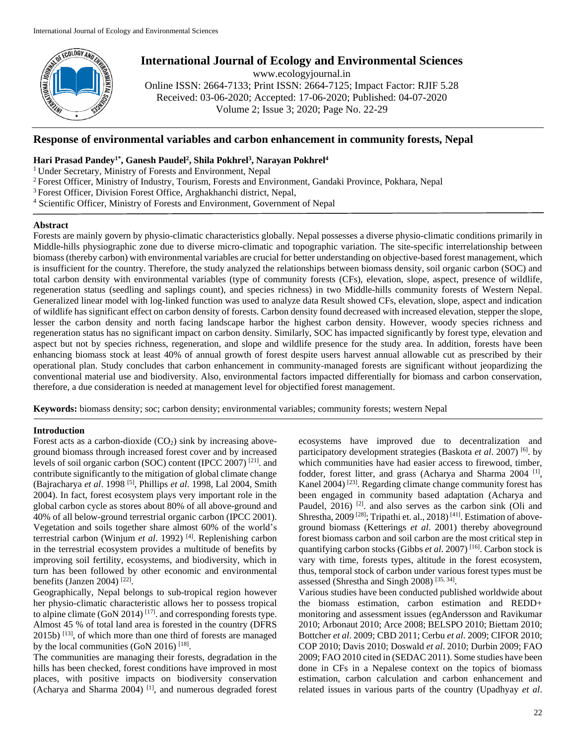# Response of environmental variables and carbon enhancement in community forests, Nepal

**Hari Prasad Pandey[1*], Ganesh Paudel[2], Shila Pokhrel[3], Narayan Pokhrel[4]**

[1] Under Secretary, Ministry of Forests and Environment, Nepal
[2] Forest Officer, Ministry of Industry, Tourism, Forests and Environment, Gandaki Province, Pokhara, Nepal
[3] Forest Officer, Division Forest Office, Arghakhanchi district, Nepal,
[4] Scientific Officer, Ministry of Forests and Environment, Government of Nepal

## Abstract

Forests are mainly govern by physio-climatic characteristics globally. Nepal possesses a diverse physio-climatic conditions primarily in Middle-hills physiographic zone due to diverse micro-climatic and topographic variation. The site-specific interrelationship between biomass (thereby carbon) with environmental variables are crucial for better understanding on objective-based forest management, which is insufficient for the country. Therefore, the study analyzed the relationships between biomass density, soil organic carbon (SOC) and total carbon density with environmental variables (type of community forests (CFs), elevation, slope, aspect, presence of wildlife, regeneration status (seedling and saplings count), and species richness) in two Middle-hills community forests of Western Nepal. Generalized linear model with log-linked function was used to analyze data Result showed CFs, elevation, slope, aspect and indication of wildlife has significant effect on carbon density of forests. Carbon density found decreased with increased elevation, stepper the slope, lesser the carbon density and north facing landscape harbor the highest carbon density. However, woody species richness and regeneration status has no significant impact on carbon density. Similarly, SOC has impacted significantly by forest type, elevation and aspect but not by species richness, regeneration, and slope and wildlife presence for the study area. In addition, forests have been enhancing biomass stock at least 40% of annual growth of forest despite users harvest annual allowable cut as prescribed by their operational plan. Study concludes that carbon enhancement in community-managed forests are significant without jeopardizing the conventional material use and biodiversity. Also, environmental factors impacted differentially for biomass and carbon conservation, therefore, a due consideration is needed at management level for objectified forest management.

**Keywords:** biomass density; soc; carbon density; environmental variables; community forests; western Nepal

## Introduction

Forest acts as a carbon-dioxide ($CO_2$) sink by increasing above-ground biomass through increased forest cover and by increased levels of soil organic carbon (SOC) content (IPCC 2007) [21]. and contribute significantly to the mitigation of global climate change (Bajracharya *et al*. 1998 [5], Phillips *et al*. 1998, Lal 2004, Smith 2004). In fact, forest ecosystem plays very important role in the global carbon cycle as stores about 80% of all above-ground and 40% of all below-ground terrestrial organic carbon (IPCC 2001). Vegetation and soils together share almost 60% of the world's terrestrial carbon (Winjum *et al*. 1992) [4]. Replenishing carbon in the terrestrial ecosystem provides a multitude of benefits by improving soil fertility, ecosystems, and biodiversity, which in turn has been followed by other economic and environmental benefits (Janzen 2004) [22].

Geographically, Nepal belongs to sub-tropical region however her physio-climatic characteristic allows her to possess tropical to alpine climate (GoN 2014) [17]. and corresponding forests type. Almost 45 % of total land area is forested in the country (DFRS 2015b) [13], of which more than one third of forests are managed by the local communities (GoN 2016) [18].

The communities are managing their forests, degradation in the hills has been checked, forest conditions have improved in most places, with positive impacts on biodiversity conservation (Acharya and Sharma 2004) [1], and numerous degraded forest ecosystems have improved due to decentralization and participatory development strategies (Baskota *et al*. 2007) [6]. by which communities have had easier access to firewood, timber, fodder, forest litter, and grass (Acharya and Sharma 2004 [1], Kanel 2004) [23]. Regarding climate change community forest has been engaged in community based adaptation (Acharya and Paudel, 2016) [2]. and also serves as the carbon sink (Oli and Shrestha, 2009 [28]; Tripathi et. al., 2018) [41]. Estimation of above-ground biomass (Ketterings *et al*. 2001) thereby aboveground forest biomass carbon and soil carbon are the most critical step in quantifying carbon stocks (Gibbs *et al*. 2007) [16]. Carbon stock is vary with time, forests types, altitude in the forest ecosystem, thus, temporal stock of carbon under various forest types must be assessed (Shrestha and Singh 2008) [35, 34].

Various studies have been conducted published worldwide about the biomass estimation, carbon estimation and REDD+ monitoring and assessment issues (egAndersson and Ravikumar 2010; Arbonaut 2010; Arce 2008; BELSPO 2010; Biettam 2010; Bottcher *et al*. 2009; CBD 2011; Cerbu *et al*. 2009; CIFOR 2010; COP 2010; Davis 2010; Doswald *et al*. 2010; Durbin 2009; FAO 2009; FAO 2010 cited in (SEDAC 2011). Some studies have been done in CFs in a Nepalese context on the topics of biomass estimation, carbon calculation and carbon enhancement and related issues in various parts of the country (Upadhyay *et al*.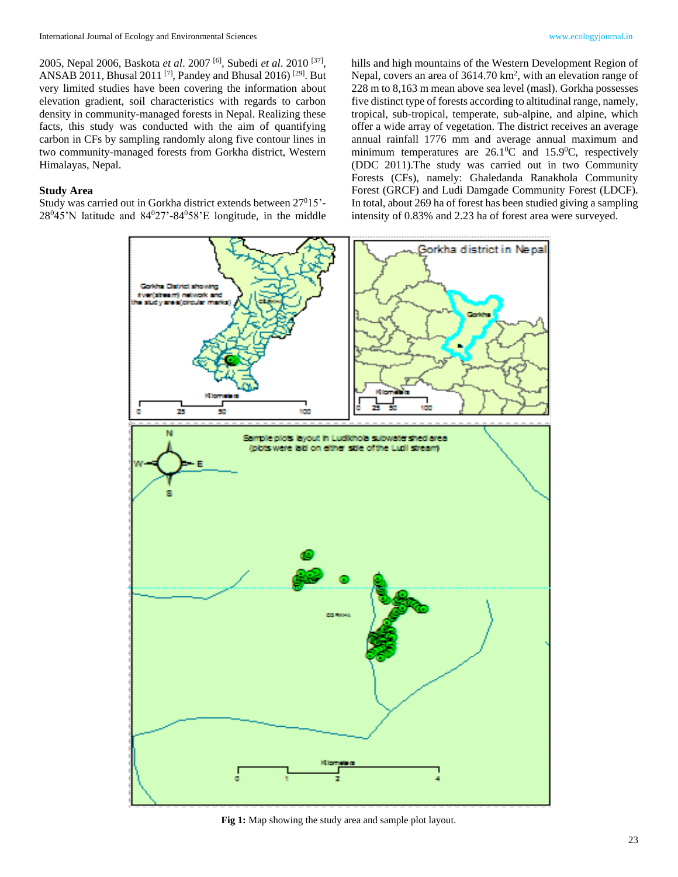2005, Nepal 2006, Baskota *et al*. 2007 [6], Subedi *et al*. 2010 [37], ANSAB 2011, Bhusal 2011 [7], Pandey and Bhusal 2016) [29]. But very limited studies have been covering the information about elevation gradient, soil characteristics with regards to carbon density in community-managed forests in Nepal. Realizing these facts, this study was conducted with the aim of quantifying carbon in CFs by sampling randomly along five contour lines in two community-managed forests from Gorkha district, Western Himalayas, Nepal.

**Study Area**

Study was carried out in Gorkha district extends between 27$^0$15'-28$^0$45'N latitude and 84$^0$27'-84$^0$58'E longitude, in the middle hills and high mountains of the Western Development Region of Nepal, covers an area of 3614.70 km$^2$, with an elevation range of 228 m to 8,163 m mean above sea level (masl). Gorkha possesses five distinct type of forests according to altitudinal range, namely, tropical, sub-tropical, temperate, sub-alpine, and alpine, which offer a wide array of vegetation. The district receives an average annual rainfall 1776 mm and average annual maximum and minimum temperatures are 26.1$^0$C and 15.9$^0$C, respectively (DDC 2011).The study was carried out in two Community Forests (CFs), namely: Ghaledanda Ranakhola Community Forest (GRCF) and Ludi Damgade Community Forest (LDCF). In total, about 269 ha of forest has been studied giving a sampling intensity of 0.83% and 2.23 ha of forest area were surveyed.

**Fig 1:** Map showing the study area and sample plot layout.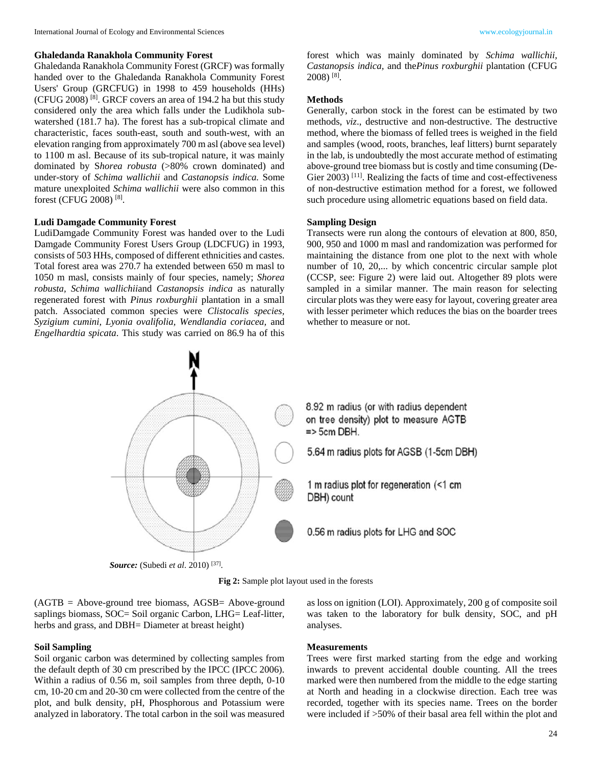### Ghaledanda Ranakhola Community Forest

Ghaledanda Ranakhola Community Forest (GRCF) was formally handed over to the Ghaledanda Ranakhola Community Forest Users' Group (GRCFUG) in 1998 to 459 households (HHs) (CFUG 2008) [8]. GRCF covers an area of 194.2 ha but this study considered only the area which falls under the Ludikhola sub-watershed (181.7 ha). The forest has a sub-tropical climate and characteristic, faces south-east, south and south-west, with an elevation ranging from approximately 700 m asl (above sea level) to 1100 m asl. Because of its sub-tropical nature, it was mainly dominated by *Shorea robusta* (>80% crown dominated) and under-story of *Schima wallichii* and *Castanopsis indica.* Some mature unexploited *Schima wallichii* were also common in this forest (CFUG 2008) [8].

### Ludi Damgade Community Forest

LudiDamgade Community Forest was handed over to the Ludi Damgade Community Forest Users Group (LDCFUG) in 1993, consists of 503 HHs, composed of different ethnicities and castes. Total forest area was 270.7 ha extended between 650 m masl to 1050 m masl, consists mainly of four species, namely; *Shorea robusta, Schima wallichii*and *Castanopsis indica* as naturally regenerated forest with *Pinus roxburghii* plantation in a small patch. Associated common species were *Clistocalis species, Syzigium cumini, Lyonia ovalifolia, Wendlandia coriacea,* and *Engelhardtia spicata*. This study was carried on 86.9 ha of this forest which was mainly dominated by *Schima wallichii, Castanopsis indica,* and the*Pinus roxburghii* plantation (CFUG 2008) [8].

### Methods

Generally, carbon stock in the forest can be estimated by two methods, *viz*., destructive and non-destructive. The destructive method, where the biomass of felled trees is weighed in the field and samples (wood, roots, branches, leaf litters) burnt separately in the lab, is undoubtedly the most accurate method of estimating above-ground tree biomass but is costly and time consuming (De-Gier 2003) [11]. Realizing the facts of time and cost-effectiveness of non-destructive estimation method for a forest, we followed such procedure using allometric equations based on field data.

### Sampling Design

Transects were run along the contours of elevation at 800, 850, 900, 950 and 1000 m masl and randomization was performed for maintaining the distance from one plot to the next with whole number of 10, 20,... by which concentric circular sample plot (CCSP, see: Figure 2) were laid out. Altogether 89 plots were sampled in a similar manner. The main reason for selecting circular plots was they were easy for layout, covering greater area with lesser perimeter which reduces the bias on the boarder trees whether to measure or not.

*Source:* (Subedi *et al*. 2010) [37].

**Fig 2:** Sample plot layout used in the forests

(AGTB = Above-ground tree biomass, AGSB= Above-ground saplings biomass, SOC= Soil organic Carbon, LHG= Leaf-litter, herbs and grass, and DBH= Diameter at breast height)

### Soil Sampling

Soil organic carbon was determined by collecting samples from the default depth of 30 cm prescribed by the IPCC (IPCC 2006). Within a radius of 0.56 m, soil samples from three depth, 0-10 cm, 10-20 cm and 20-30 cm were collected from the centre of the plot, and bulk density, pH, Phosphorous and Potassium were analyzed in laboratory. The total carbon in the soil was measured as loss on ignition (LOI). Approximately, 200 g of composite soil was taken to the laboratory for bulk density, SOC, and pH analyses.

### Measurements

Trees were first marked starting from the edge and working inwards to prevent accidental double counting. All the trees marked were then numbered from the middle to the edge starting at North and heading in a clockwise direction. Each tree was recorded, together with its species name. Trees on the border were included if >50% of their basal area fell within the plot and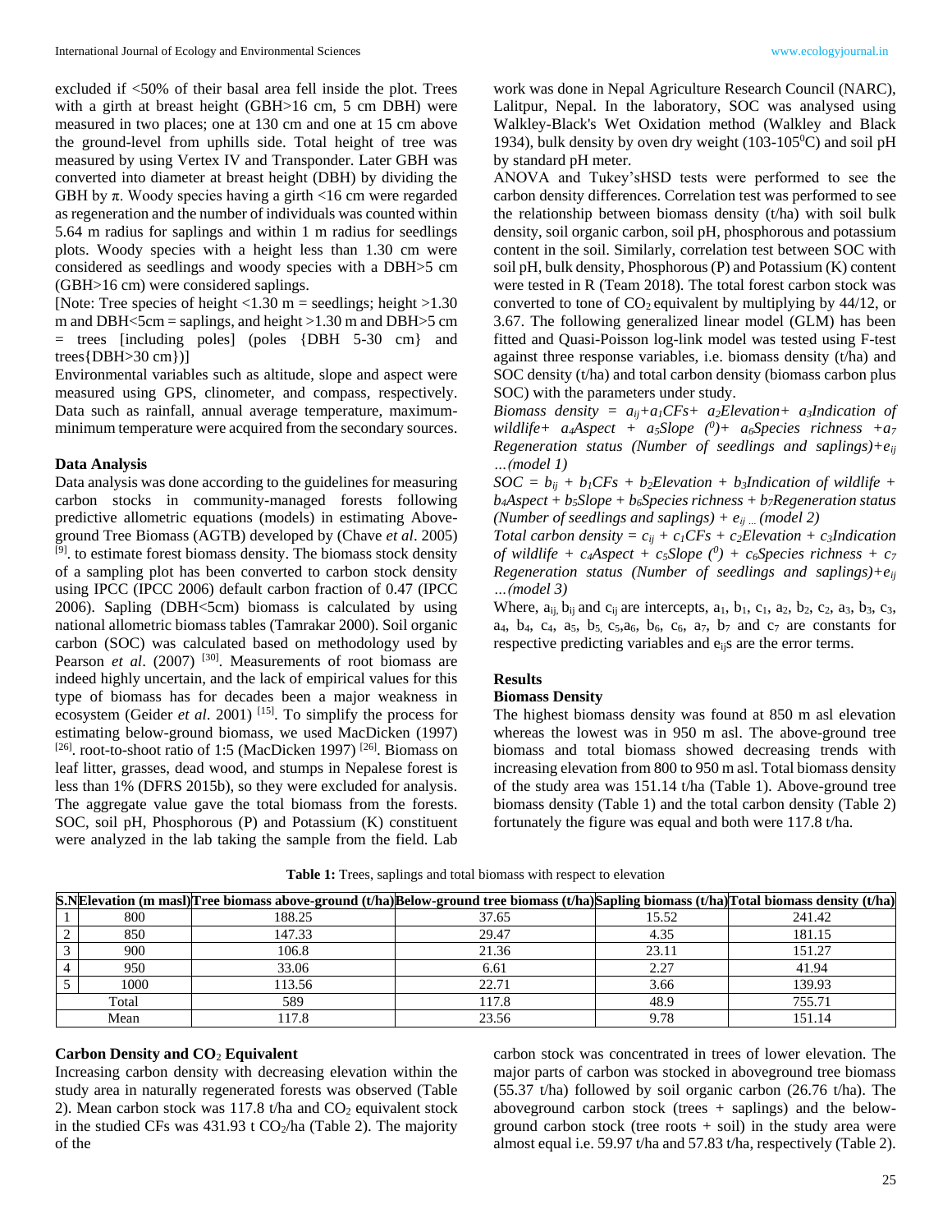excluded if <50% of their basal area fell inside the plot. Trees with a girth at breast height (GBH>16 cm, 5 cm DBH) were measured in two places; one at 130 cm and one at 15 cm above the ground-level from uphills side. Total height of tree was measured by using Vertex IV and Transponder. Later GBH was converted into diameter at breast height (DBH) by dividing the GBH by π. Woody species having a girth <16 cm were regarded as regeneration and the number of individuals was counted within 5.64 m radius for saplings and within 1 m radius for seedlings plots. Woody species with a height less than 1.30 cm were considered as seedlings and woody species with a DBH>5 cm (GBH>16 cm) were considered saplings.

[Note: Tree species of height <1.30 m = seedlings; height >1.30 m and DBH<5cm = saplings, and height >1.30 m and DBH>5 cm = trees [including poles] (poles {DBH 5-30 cm} and trees{DBH>30 cm})]

Environmental variables such as altitude, slope and aspect were measured using GPS, clinometer, and compass, respectively. Data such as rainfall, annual average temperature, maximum-minimum temperature were acquired from the secondary sources.

### Data Analysis

Data analysis was done according to the guidelines for measuring carbon stocks in community-managed forests following predictive allometric equations (models) in estimating Above-ground Tree Biomass (AGTB) developed by (Chave *et al*. 2005) [9]. to estimate forest biomass density. The biomass stock density of a sampling plot has been converted to carbon stock density using IPCC (IPCC 2006) default carbon fraction of 0.47 (IPCC 2006). Sapling (DBH<5cm) biomass is calculated by using national allometric biomass tables (Tamrakar 2000). Soil organic carbon (SOC) was calculated based on methodology used by Pearson *et al*. (2007) [30]. Measurements of root biomass are indeed highly uncertain, and the lack of empirical values for this type of biomass has for decades been a major weakness in ecosystem (Geider *et al*. 2001) [15]. To simplify the process for estimating below-ground biomass, we used MacDicken (1997) [26]. root-to-shoot ratio of 1:5 (MacDicken 1997) [26]. Biomass on leaf litter, grasses, dead wood, and stumps in Nepalese forest is less than 1% (DFRS 2015b), so they were excluded for analysis. The aggregate value gave the total biomass from the forests. SOC, soil pH, Phosphorous (P) and Potassium (K) constituent were analyzed in the lab taking the sample from the field. Lab work was done in Nepal Agriculture Research Council (NARC), Lalitpur, Nepal. In the laboratory, SOC was analysed using Walkley-Black's Wet Oxidation method (Walkley and Black 1934), bulk density by oven dry weight (103-105$^0$C) and soil pH by standard pH meter.

ANOVA and Tukey'sHSD tests were performed to see the carbon density differences. Correlation test was performed to see the relationship between biomass density (t/ha) with soil bulk density, soil organic carbon, soil pH, phosphorous and potassium content in the soil. Similarly, correlation test between SOC with soil pH, bulk density, Phosphorous (P) and Potassium (K) content were tested in R (Team 2018). The total forest carbon stock was converted to tone of $CO_2$ equivalent by multiplying by 44/12, or 3.67. The following generalized linear model (GLM) has been fitted and Quasi-Poisson log-link model was tested using F-test against three response variables, i.e. biomass density (t/ha) and SOC density (t/ha) and total carbon density (biomass carbon plus SOC) with the parameters under study.

*Biomass density* = $a_{ij}+a_1 CFs + a_2 Elevation + a_3 Indication\ of\ wildlife + a_4 Aspect + a_5 Slope\ (^0) + a_6 Species\ richness + a_7 Regeneration\ status$ *(Number of seedlings and saplings)*$+e_{ij}$ *…(model 1)*

$SOC = b_{ij} + b_1 CFs + b_2 Elevation + b_3 Indication\ of\ wildlife + b_4 Aspect + b_5 Slope + b_6 Species\ richness + b_7 Regeneration\ status$ *(Number of seedlings and saplings)* $+ e_{ij}$ *… (model 2)*

*Total carbon density* = $c_{ij} + c_1 CFs + c_2 Elevation + c_3 Indication\ of\ wildlife + c_4 Aspect + c_5 Slope\ (^0) + c_6 Species\ richness + c_7 Regeneration\ status$ *(Number of seedlings and saplings)*$+e_{ij}$ *…(model 3)*

Where, $a_{ij}$, $b_{ij}$ and $c_{ij}$ are intercepts, $a_1$, $b_1$, $c_1$, $a_2$, $b_2$, $c_2$, $a_3$, $b_3$, $c_3$, $a_4$, $b_4$, $c_4$, $a_5$, $b_5$, $c_5$, $a_6$, $b_6$, $c_6$, $a_7$, $b_7$ and $c_7$ are constants for respective predicting variables and $e_{ij}$s are the error terms.

## Results

### Biomass Density

The highest biomass density was found at 850 m asl elevation whereas the lowest was in 950 m asl. The above-ground tree biomass and total biomass showed decreasing trends with increasing elevation from 800 to 950 m asl. Total biomass density of the study area was 151.14 t/ha (Table 1). Above-ground tree biomass density (Table 1) and the total carbon density (Table 2) fortunately the figure was equal and both were 117.8 t/ha.

**Table 1:** Trees, saplings and total biomass with respect to elevation

| S.N | Elevation (m masl) | Tree biomass above-ground (t/ha) | Below-ground tree biomass (t/ha) | Sapling biomass (t/ha) | Total biomass density (t/ha) |
|---|---|---|---|---|---|
| 1 | 800 | 188.25 | 37.65 | 15.52 | 241.42 |
| 2 | 850 | 147.33 | 29.47 | 4.35 | 181.15 |
| 3 | 900 | 106.8 | 21.36 | 23.11 | 151.27 |
| 4 | 950 | 33.06 | 6.61 | 2.27 | 41.94 |
| 5 | 1000 | 113.56 | 22.71 | 3.66 | 139.93 |
| Total | | 589 | 117.8 | 48.9 | 755.71 |
| Mean | | 117.8 | 23.56 | 9.78 | 151.14 |

### Carbon Density and $CO_2$ Equivalent

Increasing carbon density with decreasing elevation within the study area in naturally regenerated forests was observed (Table 2). Mean carbon stock was 117.8 t/ha and $CO_2$ equivalent stock in the studied CFs was 431.93 t $CO_2$/ha (Table 2). The majority of the carbon stock was concentrated in trees of lower elevation. The major parts of carbon was stocked in aboveground tree biomass (55.37 t/ha) followed by soil organic carbon (26.76 t/ha). The aboveground carbon stock (trees + saplings) and the below-ground carbon stock (tree roots + soil) in the study area were almost equal i.e. 59.97 t/ha and 57.83 t/ha, respectively (Table 2).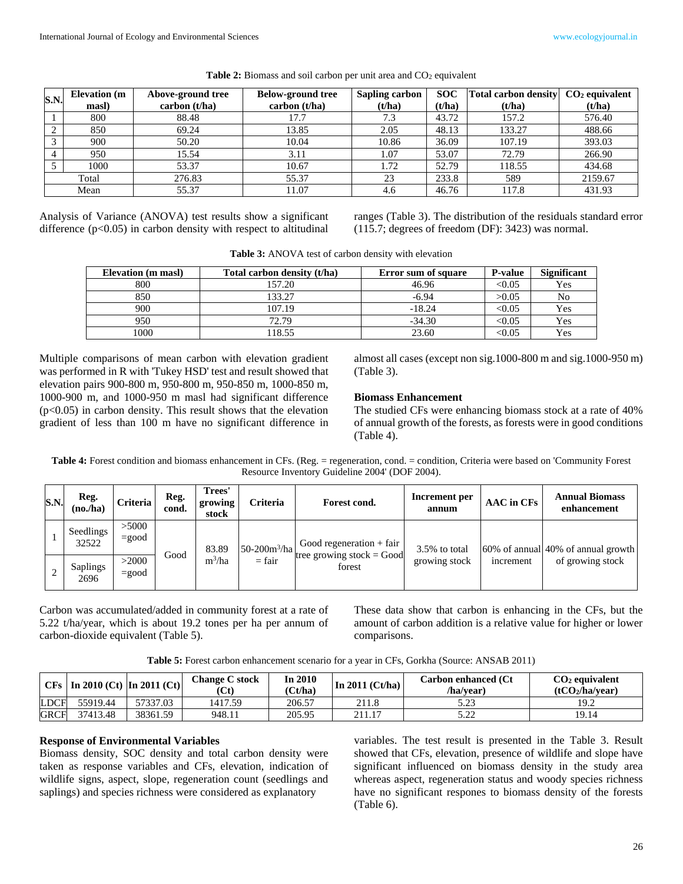**Table 2:** Biomass and soil carbon per unit area and $CO_2$ equivalent

| S.N. | Elevation (m masl) | Above-ground tree carbon (t/ha) | Below-ground tree carbon (t/ha) | Sapling carbon (t/ha) | SOC (t/ha) | Total carbon density (t/ha) | $CO_2$ equivalent (t/ha) |
|---|---|---|---|---|---|---|---|
| 1 | 800 | 88.48 | 17.7 | 7.3 | 43.72 | 157.2 | 576.40 |
| 2 | 850 | 69.24 | 13.85 | 2.05 | 48.13 | 133.27 | 488.66 |
| 3 | 900 | 50.20 | 10.04 | 10.86 | 36.09 | 107.19 | 393.03 |
| 4 | 950 | 15.54 | 3.11 | 1.07 | 53.07 | 72.79 | 266.90 |
| 5 | 1000 | 53.37 | 10.67 | 1.72 | 52.79 | 118.55 | 434.68 |
| Total | | 276.83 | 55.37 | 23 | 233.8 | 589 | 2159.67 |
| Mean | | 55.37 | 11.07 | 4.6 | 46.76 | 117.8 | 431.93 |

Analysis of Variance (ANOVA) test results show a significant difference ($p<0.05$) in carbon density with respect to altitudinal ranges (Table 3). The distribution of the residuals standard error (115.7; degrees of freedom (DF): 3423) was normal.

**Table 3:** ANOVA test of carbon density with elevation

| Elevation (m masl) | Total carbon density (t/ha) | Error sum of square | P-value | Significant |
|---|---|---|---|---|
| 800 | 157.20 | 46.96 | <0.05 | Yes |
| 850 | 133.27 | -6.94 | >0.05 | No |
| 900 | 107.19 | -18.24 | <0.05 | Yes |
| 950 | 72.79 | -34.30 | <0.05 | Yes |
| 1000 | 118.55 | 23.60 | <0.05 | Yes |

Multiple comparisons of mean carbon with elevation gradient was performed in R with 'Tukey HSD' test and result showed that elevation pairs 900-800 m, 950-800 m, 950-850 m, 1000-850 m, 1000-900 m, and 1000-950 m masl had significant difference ($p<0.05$) in carbon density. This result shows that the elevation gradient of less than 100 m have no significant difference in almost all cases (except non sig.1000-800 m and sig.1000-950 m) (Table 3).

### Biomass Enhancement

The studied CFs were enhancing biomass stock at a rate of 40% of annual growth of the forests, as forests were in good conditions (Table 4).

**Table 4:** Forest condition and biomass enhancement in CFs. (Reg. = regeneration, cond. = condition, Criteria were based on 'Community Forest Resource Inventory Guideline 2004' (DOF 2004).

| S.N. | Reg. (no./ha) | Criteria | Reg. cond. | Trees' growing stock | Criteria | Forest cond. | Increment per annum | AAC in CFs | Annual Biomass enhancement |
|---|---|---|---|---|---|---|---|---|---|
| 1 | Seedlings 32522 | >5000 =good | Good | 83.89 $m^3$/ha | 50-200$m^3$/ha = fair | Good regeneration + fair tree growing stock = Good forest | 3.5% to total growing stock | 60% of annual increment | 40% of annual growth of growing stock |
| 2 | Saplings 2696 | >2000 =good | | | | | | | |

Carbon was accumulated/added in community forest at a rate of 5.22 t/ha/year, which is about 19.2 tones per ha per annum of carbon-dioxide equivalent (Table 5).

These data show that carbon is enhancing in the CFs, but the amount of carbon addition is a relative value for higher or lower comparisons.

**Table 5:** Forest carbon enhancement scenario for a year in CFs, Gorkha (Source: ANSAB 2011)

| CFs | In 2010 (Ct) | In 2011 (Ct) | Change C stock (Ct) | In 2010 (Ct/ha) | In 2011 (Ct/ha) | Carbon enhanced (Ct /ha/year) | $CO_2$ equivalent ($tCO_2$/ha/year) |
|---|---|---|---|---|---|---|---|
| LDCF | 55919.44 | 57337.03 | 1417.59 | 206.57 | 211.8 | 5.23 | 19.2 |
| GRCF | 37413.48 | 38361.59 | 948.11 | 205.95 | 211.17 | 5.22 | 19.14 |

### Response of Environmental Variables

Biomass density, SOC density and total carbon density were taken as response variables and CFs, elevation, indication of wildlife signs, aspect, slope, regeneration count (seedlings and saplings) and species richness were considered as explanatory variables. The test result is presented in the Table 3. Result showed that CFs, elevation, presence of wildlife and slope have significant influenced on biomass density in the study area whereas aspect, regeneration status and woody species richness have no significant respones to biomass density of the forests (Table 6).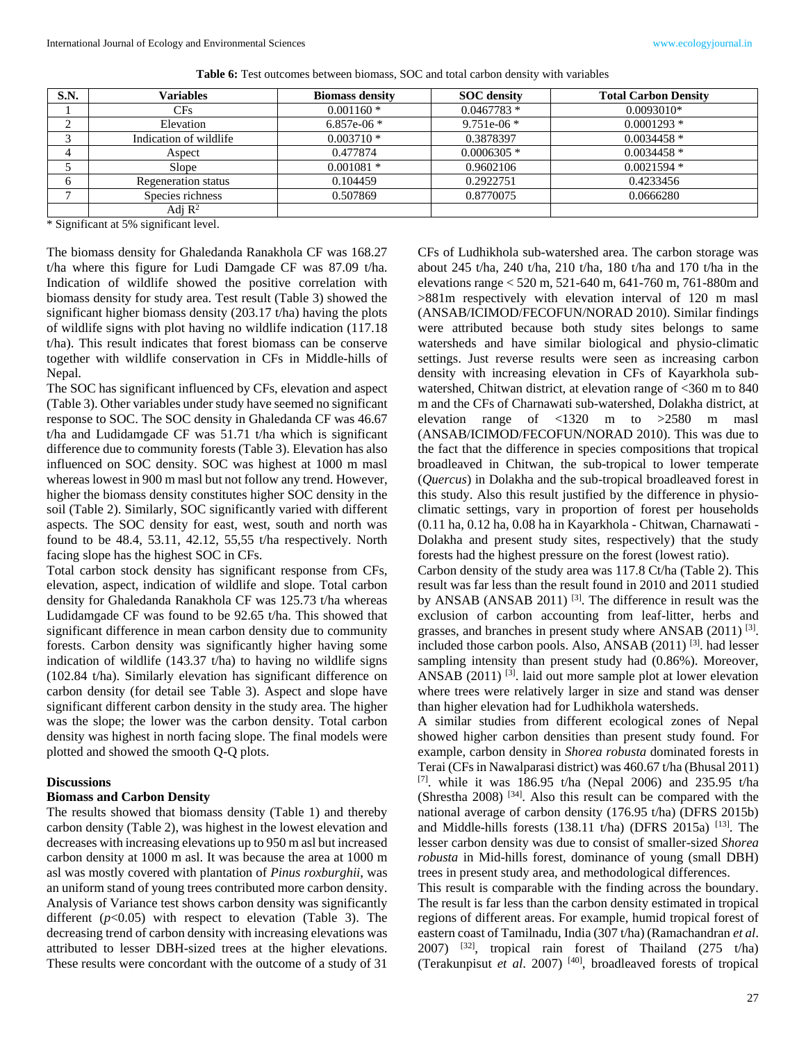**Table 6:** Test outcomes between biomass, SOC and total carbon density with variables

| S.N. | Variables | Biomass density | SOC density | Total Carbon Density |
|---|---|---|---|---|
| 1 | CFs | 0.001160 * | 0.0467783 * | 0.0093010* |
| 2 | Elevation | 6.857e-06 * | 9.751e-06 * | 0.0001293 * |
| 3 | Indication of wildlife | 0.003710 * | 0.3878397 | 0.0034458 * |
| 4 | Aspect | 0.477874 | 0.0006305 * | 0.0034458 * |
| 5 | Slope | 0.001081 * | 0.9602106 | 0.0021594 * |
| 6 | Regeneration status | 0.104459 | 0.2922751 | 0.4233456 |
| 7 | Species richness | 0.507869 | 0.8770075 | 0.0666280 |
| | Adj $R^2$ | | | |

\* Significant at 5% significant level.

The biomass density for Ghaledanda Ranakhola CF was 168.27 t/ha where this figure for Ludi Damgade CF was 87.09 t/ha. Indication of wildlife showed the positive correlation with biomass density for study area. Test result (Table 3) showed the significant higher biomass density (203.17 t/ha) having the plots of wildlife signs with plot having no wildlife indication (117.18 t/ha). This result indicates that forest biomass can be conserve together with wildlife conservation in CFs in Middle-hills of Nepal.

The SOC has significant influenced by CFs, elevation and aspect (Table 3). Other variables under study have seemed no significant response to SOC. The SOC density in Ghaledanda CF was 46.67 t/ha and Ludidamgade CF was 51.71 t/ha which is significant difference due to community forests (Table 3). Elevation has also influenced on SOC density. SOC was highest at 1000 m masl whereas lowest in 900 m masl but not follow any trend. However, higher the biomass density constitutes higher SOC density in the soil (Table 2). Similarly, SOC significantly varied with different aspects. The SOC density for east, west, south and north was found to be 48.4, 53.11, 42.12, 55,55 t/ha respectively. North facing slope has the highest SOC in CFs.

Total carbon stock density has significant response from CFs, elevation, aspect, indication of wildlife and slope. Total carbon density for Ghaledanda Ranakhola CF was 125.73 t/ha whereas Ludidamgade CF was found to be 92.65 t/ha. This showed that significant difference in mean carbon density due to community forests. Carbon density was significantly higher having some indication of wildlife (143.37 t/ha) to having no wildlife signs (102.84 t/ha). Similarly elevation has significant difference on carbon density (for detail see Table 3). Aspect and slope have significant different carbon density in the study area. The higher was the slope; the lower was the carbon density. Total carbon density was highest in north facing slope. The final models were plotted and showed the smooth Q-Q plots.

## Discussions

### Biomass and Carbon Density

The results showed that biomass density (Table 1) and thereby carbon density (Table 2), was highest in the lowest elevation and decreases with increasing elevations up to 950 m asl but increased carbon density at 1000 m asl. It was because the area at 1000 m asl was mostly covered with plantation of *Pinus roxburghii*, was an uniform stand of young trees contributed more carbon density. Analysis of Variance test shows carbon density was significantly different ($p<0.05$) with respect to elevation (Table 3). The decreasing trend of carbon density with increasing elevations was attributed to lesser DBH-sized trees at the higher elevations. These results were concordant with the outcome of a study of 31 CFs of Ludhikhola sub-watershed area. The carbon storage was about 245 t/ha, 240 t/ha, 210 t/ha, 180 t/ha and 170 t/ha in the elevations range < 520 m, 521-640 m, 641-760 m, 761-880m and >881m respectively with elevation interval of 120 m masl (ANSAB/ICIMOD/FECOFUN/NORAD 2010). Similar findings were attributed because both study sites belongs to same watersheds and have similar biological and physio-climatic settings. Just reverse results were seen as increasing carbon density with increasing elevation in CFs of Kayarkhola sub-watershed, Chitwan district, at elevation range of <360 m to 840 m and the CFs of Charnawati sub-watershed, Dolakha district, at elevation range of <1320 m to >2580 m masl (ANSAB/ICIMOD/FECOFUN/NORAD 2010). This was due to the fact that the difference in species compositions that tropical broadleaved in Chitwan, the sub-tropical to lower temperate (*Quercus*) in Dolakha and the sub-tropical broadleaved forest in this study. Also this result justified by the difference in physio-climatic settings, vary in proportion of forest per households (0.11 ha, 0.12 ha, 0.08 ha in Kayarkhola - Chitwan, Charnawati - Dolakha and present study sites, respectively) that the study forests had the highest pressure on the forest (lowest ratio).

Carbon density of the study area was 117.8 Ct/ha (Table 2). This result was far less than the result found in 2010 and 2011 studied by ANSAB (ANSAB 2011) [3]. The difference in result was the exclusion of carbon accounting from leaf-litter, herbs and grasses, and branches in present study where ANSAB (2011) [3]. included those carbon pools. Also, ANSAB (2011) [3]. had lesser sampling intensity than present study had (0.86%). Moreover, ANSAB (2011) [3]. laid out more sample plot at lower elevation where trees were relatively larger in size and stand was denser than higher elevation had for Ludhikhola watersheds.

A similar studies from different ecological zones of Nepal showed higher carbon densities than present study found. For example, carbon density in *Shorea robusta* dominated forests in Terai (CFs in Nawalparasi district) was 460.67 t/ha (Bhusal 2011) [7]. while it was 186.95 t/ha (Nepal 2006) and 235.95 t/ha (Shrestha 2008) [34]. Also this result can be compared with the national average of carbon density (176.95 t/ha) (DFRS 2015b) and Middle-hills forests (138.11 t/ha) (DFRS 2015a) [13]. The lesser carbon density was due to consist of smaller-sized *Shorea robusta* in Mid-hills forest, dominance of young (small DBH) trees in present study area, and methodological differences.

This result is comparable with the finding across the boundary. The result is far less than the carbon density estimated in tropical regions of different areas. For example, humid tropical forest of eastern coast of Tamilnadu, India (307 t/ha) (Ramachandran *et al*. 2007) [32], tropical rain forest of Thailand (275 t/ha) (Terakunpisut *et al*. 2007) [40], broadleaved forests of tropical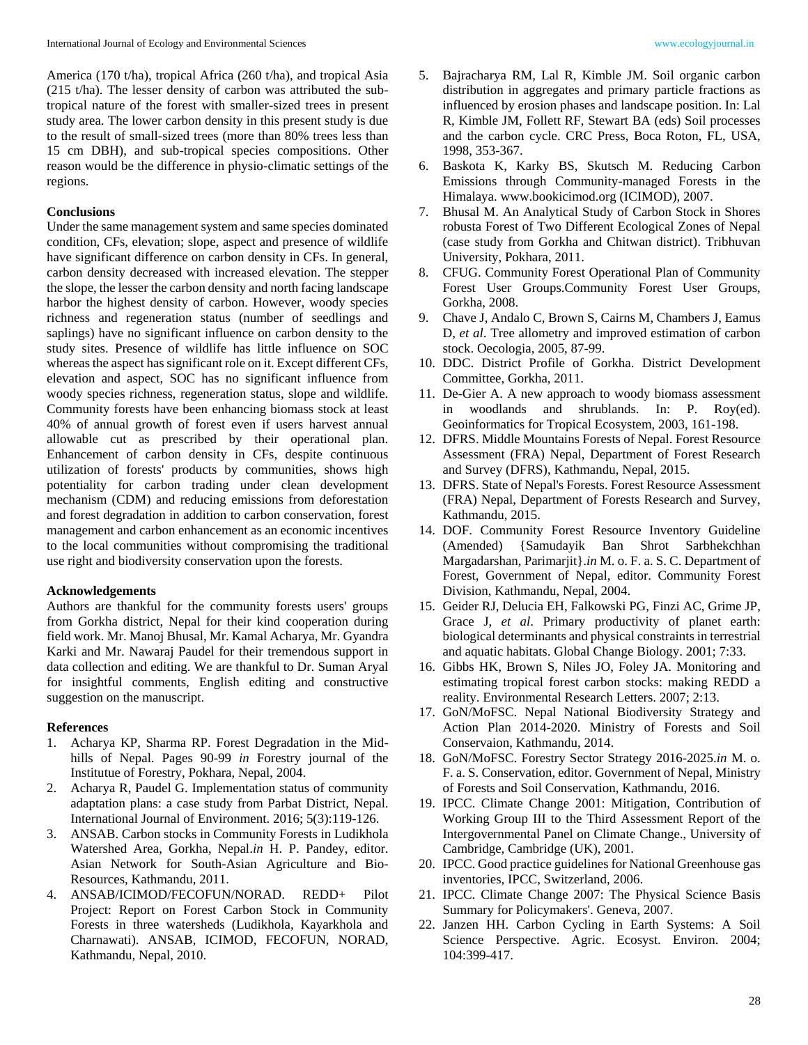America (170 t/ha), tropical Africa (260 t/ha), and tropical Asia (215 t/ha). The lesser density of carbon was attributed the sub-tropical nature of the forest with smaller-sized trees in present study area. The lower carbon density in this present study is due to the result of small-sized trees (more than 80% trees less than 15 cm DBH), and sub-tropical species compositions. Other reason would be the difference in physio-climatic settings of the regions.

## Conclusions

Under the same management system and same species dominated condition, CFs, elevation; slope, aspect and presence of wildlife have significant difference on carbon density in CFs. In general, carbon density decreased with increased elevation. The stepper the slope, the lesser the carbon density and north facing landscape harbor the highest density of carbon. However, woody species richness and regeneration status (number of seedlings and saplings) have no significant influence on carbon density to the study sites. Presence of wildlife has little influence on SOC whereas the aspect has significant role on it. Except different CFs, elevation and aspect, SOC has no significant influence from woody species richness, regeneration status, slope and wildlife. Community forests have been enhancing biomass stock at least 40% of annual growth of forest even if users harvest annual allowable cut as prescribed by their operational plan. Enhancement of carbon density in CFs, despite continuous utilization of forests' products by communities, shows high potentiality for carbon trading under clean development mechanism (CDM) and reducing emissions from deforestation and forest degradation in addition to carbon conservation, forest management and carbon enhancement as an economic incentives to the local communities without compromising the traditional use right and biodiversity conservation upon the forests.

## Acknowledgements

Authors are thankful for the community forests users' groups from Gorkha district, Nepal for their kind cooperation during field work. Mr. Manoj Bhusal, Mr. Kamal Acharya, Mr. Gyandra Karki and Mr. Nawaraj Paudel for their tremendous support in data collection and editing. We are thankful to Dr. Suman Aryal for insightful comments, English editing and constructive suggestion on the manuscript.

## References

1. Acharya KP, Sharma RP. Forest Degradation in the Mid-hills of Nepal. Pages 90-99 *in* Forestry journal of the Institutue of Forestry, Pokhara, Nepal, 2004.
2. Acharya R, Paudel G. Implementation status of community adaptation plans: a case study from Parbat District, Nepal. International Journal of Environment. 2016; 5(3):119-126.
3. ANSAB. Carbon stocks in Community Forests in Ludikhola Watershed Area, Gorkha, Nepal.*in* H. P. Pandey, editor. Asian Network for South-Asian Agriculture and Bio-Resources, Kathmandu, 2011.
4. ANSAB/ICIMOD/FECOFUN/NORAD. REDD+ Pilot Project: Report on Forest Carbon Stock in Community Forests in three watersheds (Ludikhola, Kayarkhola and Charnawati). ANSAB, ICIMOD, FECOFUN, NORAD, Kathmandu, Nepal, 2010.
5. Bajracharya RM, Lal R, Kimble JM. Soil organic carbon distribution in aggregates and primary particle fractions as influenced by erosion phases and landscape position. In: Lal R, Kimble JM, Follett RF, Stewart BA (eds) Soil processes and the carbon cycle. CRC Press, Boca Roton, FL, USA, 1998, 353-367.
6. Baskota K, Karky BS, Skutsch M. Reducing Carbon Emissions through Community-managed Forests in the Himalaya. www.bookicimod.org (ICIMOD), 2007.
7. Bhusal M. An Analytical Study of Carbon Stock in Shores robusta Forest of Two Different Ecological Zones of Nepal (case study from Gorkha and Chitwan district). Tribhuvan University, Pokhara, 2011.
8. CFUG. Community Forest Operational Plan of Community Forest User Groups.Community Forest User Groups, Gorkha, 2008.
9. Chave J, Andalo C, Brown S, Cairns M, Chambers J, Eamus D, *et al*. Tree allometry and improved estimation of carbon stock. Oecologia, 2005, 87-99.
10. DDC. District Profile of Gorkha. District Development Committee, Gorkha, 2011.
11. De-Gier A. A new approach to woody biomass assessment in woodlands and shrublands. In: P. Roy(ed). Geoinformatics for Tropical Ecosystem, 2003, 161-198.
12. DFRS. Middle Mountains Forests of Nepal. Forest Resource Assessment (FRA) Nepal, Department of Forest Research and Survey (DFRS), Kathmandu, Nepal, 2015.
13. DFRS. State of Nepal's Forests. Forest Resource Assessment (FRA) Nepal, Department of Forests Research and Survey, Kathmandu, 2015.
14. DOF. Community Forest Resource Inventory Guideline (Amended) {Samudayik Ban Shrot Sarbhekchhan Margadarshan, Parimarjit}.*in* M. o. F. a. S. C. Department of Forest, Government of Nepal, editor. Community Forest Division, Kathmandu, Nepal, 2004.
15. Geider RJ, Delucia EH, Falkowski PG, Finzi AC, Grime JP, Grace J, *et al*. Primary productivity of planet earth: biological determinants and physical constraints in terrestrial and aquatic habitats. Global Change Biology. 2001; 7:33.
16. Gibbs HK, Brown S, Niles JO, Foley JA. Monitoring and estimating tropical forest carbon stocks: making REDD a reality. Environmental Research Letters. 2007; 2:13.
17. GoN/MoFSC. Nepal National Biodiversity Strategy and Action Plan 2014-2020. Ministry of Forests and Soil Conservaion, Kathmandu, 2014.
18. GoN/MoFSC. Forestry Sector Strategy 2016-2025.*in* M. o. F. a. S. Conservation, editor. Government of Nepal, Ministry of Forests and Soil Conservation, Kathmandu, 2016.
19. IPCC. Climate Change 2001: Mitigation, Contribution of Working Group III to the Third Assessment Report of the Intergovernmental Panel on Climate Change., University of Cambridge, Cambridge (UK), 2001.
20. IPCC. Good practice guidelines for National Greenhouse gas inventories, IPCC, Switzerland, 2006.
21. IPCC. Climate Change 2007: The Physical Science Basis Summary for Policymakers'. Geneva, 2007.
22. Janzen HH. Carbon Cycling in Earth Systems: A Soil Science Perspective. Agric. Ecosyst. Environ. 2004; 104:399-417.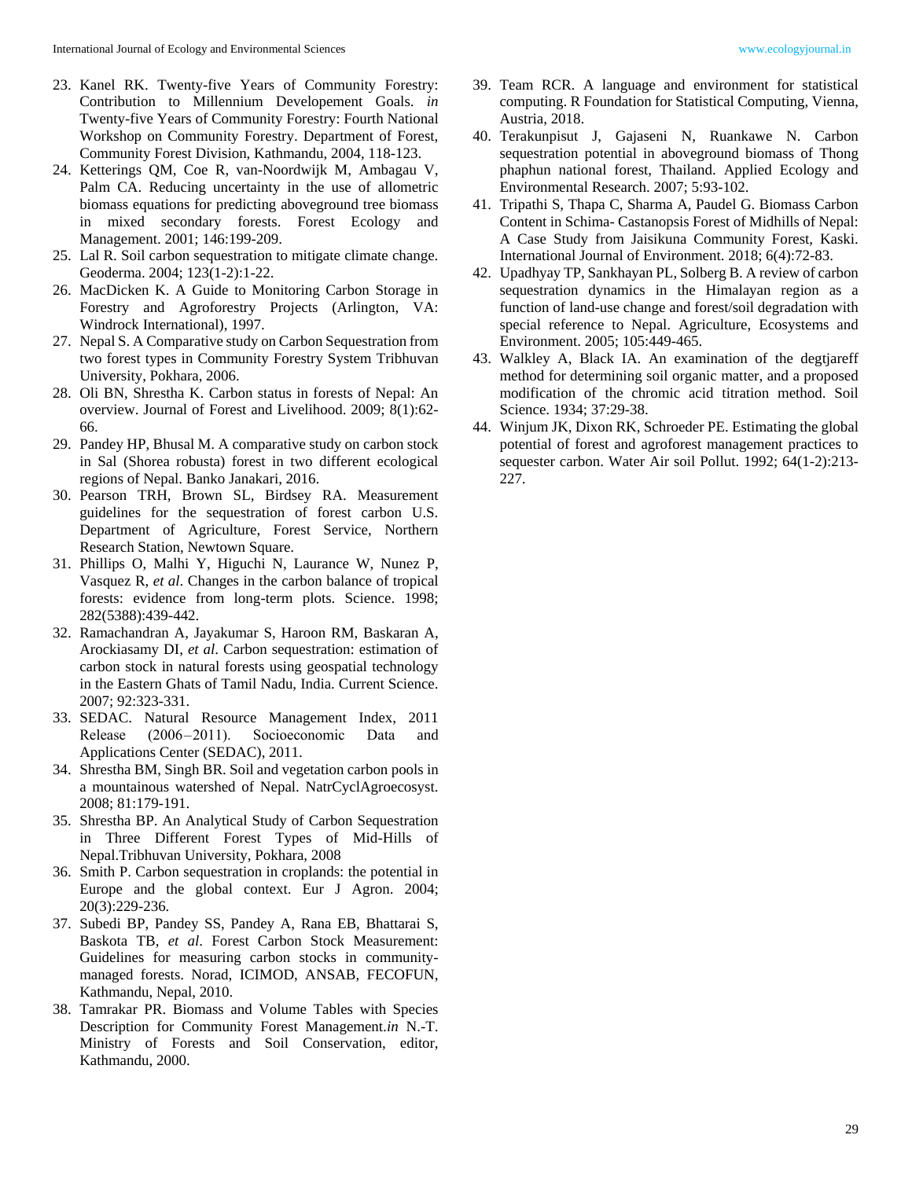23. Kanel RK. Twenty-five Years of Community Forestry: Contribution to Millennium Developement Goals. *in* Twenty-five Years of Community Forestry: Fourth National Workshop on Community Forestry. Department of Forest, Community Forest Division, Kathmandu, 2004, 118-123.
24. Ketterings QM, Coe R, van-Noordwijk M, Ambagau V, Palm CA. Reducing uncertainty in the use of allometric biomass equations for predicting aboveground tree biomass in mixed secondary forests. Forest Ecology and Management. 2001; 146:199-209.
25. Lal R. Soil carbon sequestration to mitigate climate change. Geoderma. 2004; 123(1-2):1-22.
26. MacDicken K. A Guide to Monitoring Carbon Storage in Forestry and Agroforestry Projects (Arlington, VA: Windrock International), 1997.
27. Nepal S. A Comparative study on Carbon Sequestration from two forest types in Community Forestry System Tribhuvan University, Pokhara, 2006.
28. Oli BN, Shrestha K. Carbon status in forests of Nepal: An overview. Journal of Forest and Livelihood. 2009; 8(1):62-66.
29. Pandey HP, Bhusal M. A comparative study on carbon stock in Sal (Shorea robusta) forest in two different ecological regions of Nepal. Banko Janakari, 2016.
30. Pearson TRH, Brown SL, Birdsey RA. Measurement guidelines for the sequestration of forest carbon U.S. Department of Agriculture, Forest Service, Northern Research Station, Newtown Square.
31. Phillips O, Malhi Y, Higuchi N, Laurance W, Nunez P, Vasquez R, *et al*. Changes in the carbon balance of tropical forests: evidence from long-term plots. Science. 1998; 282(5388):439-442.
32. Ramachandran A, Jayakumar S, Haroon RM, Baskaran A, Arockiasamy DI, *et al*. Carbon sequestration: estimation of carbon stock in natural forests using geospatial technology in the Eastern Ghats of Tamil Nadu, India. Current Science. 2007; 92:323-331.
33. SEDAC. Natural Resource Management Index, 2011 Release (2006–2011). Socioeconomic Data and Applications Center (SEDAC), 2011.
34. Shrestha BM, Singh BR. Soil and vegetation carbon pools in a mountainous watershed of Nepal. NatrCyclAgroecosyst. 2008; 81:179-191.
35. Shrestha BP. An Analytical Study of Carbon Sequestration in Three Different Forest Types of Mid-Hills of Nepal.Tribhuvan University, Pokhara, 2008
36. Smith P. Carbon sequestration in croplands: the potential in Europe and the global context. Eur J Agron. 2004; 20(3):229-236.
37. Subedi BP, Pandey SS, Pandey A, Rana EB, Bhattarai S, Baskota TB, *et al*. Forest Carbon Stock Measurement: Guidelines for measuring carbon stocks in community-managed forests. Norad, ICIMOD, ANSAB, FECOFUN, Kathmandu, Nepal, 2010.
38. Tamrakar PR. Biomass and Volume Tables with Species Description for Community Forest Management.*in* N.-T. Ministry of Forests and Soil Conservation, editor, Kathmandu, 2000.
39. Team RCR. A language and environment for statistical computing. R Foundation for Statistical Computing, Vienna, Austria, 2018.
40. Terakunpisut J, Gajaseni N, Ruankawe N. Carbon sequestration potential in aboveground biomass of Thong phaphun national forest, Thailand. Applied Ecology and Environmental Research. 2007; 5:93-102.
41. Tripathi S, Thapa C, Sharma A, Paudel G. Biomass Carbon Content in Schima- Castanopsis Forest of Midhills of Nepal: A Case Study from Jaisikuna Community Forest, Kaski. International Journal of Environment. 2018; 6(4):72-83.
42. Upadhyay TP, Sankhayan PL, Solberg B. A review of carbon sequestration dynamics in the Himalayan region as a function of land-use change and forest/soil degradation with special reference to Nepal. Agriculture, Ecosystems and Environment. 2005; 105:449-465.
43. Walkley A, Black IA. An examination of the degtjareff method for determining soil organic matter, and a proposed modification of the chromic acid titration method. Soil Science. 1934; 37:29-38.
44. Winjum JK, Dixon RK, Schroeder PE. Estimating the global potential of forest and agroforest management practices to sequester carbon. Water Air soil Pollut. 1992; 64(1-2):213-227.